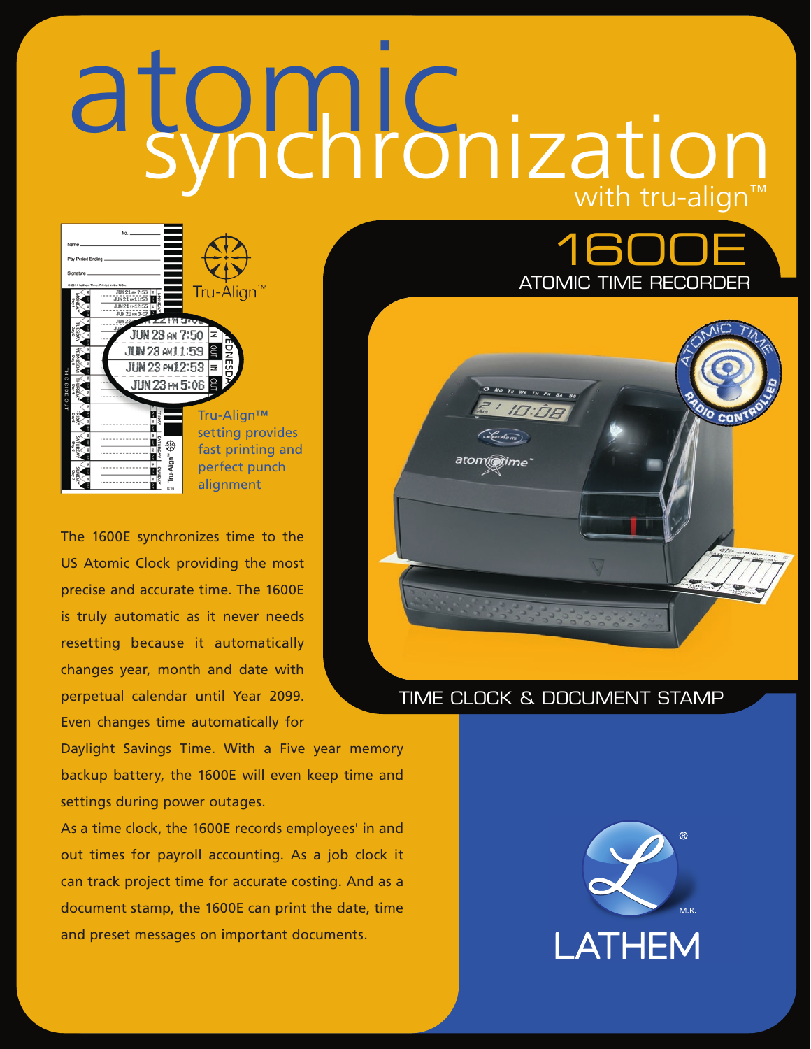# atomic synchronization

with tru-align™

## 1600E

### ATOMIC TIME RECORDER

Tru-Align™

Tru-Align™ setting provides fast printing and perfect punch alignment

TIME CLOCK & DOCUMENT STAMP

The 1600E synchronizes time to the US Atomic Clock providing the most precise and accurate time. The 1600E is truly automatic as it never needs resetting because it automatically changes year, month and date with perpetual calendar until Year 2099. Even changes time automatically for Daylight Savings Time. With a Five year memory backup battery, the 1600E will even keep time and settings during power outages.

As a time clock, the 1600E records employees' in and out times for payroll accounting. As a job clock it can track project time for accurate costing. And as a document stamp, the 1600E can print the date, time and preset messages on important documents.

LATHEM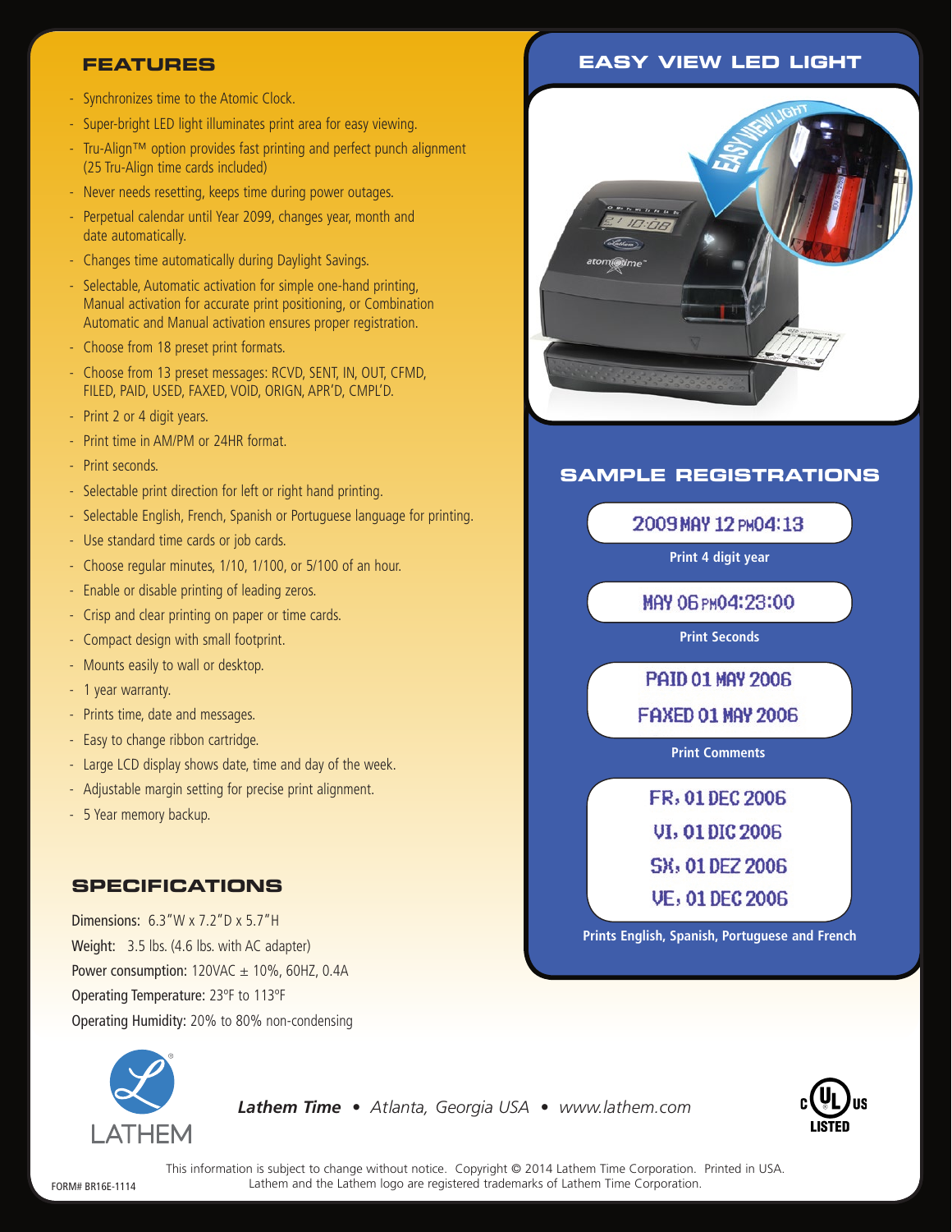## FEATURES

- Synchronizes time to the Atomic Clock.
- Super-bright LED light illuminates print area for easy viewing.
- Tru-Align™ option provides fast printing and perfect punch alignment (25 Tru-Align time cards included)
- Never needs resetting, keeps time during power outages.
- Perpetual calendar until Year 2099, changes year, month and date automatically.
- Changes time automatically during Daylight Savings.
- Selectable, Automatic activation for simple one-hand printing, Manual activation for accurate print positioning, or Combination Automatic and Manual activation ensures proper registration.
- Choose from 18 preset print formats.
- Choose from 13 preset messages: RCVD, SENT, IN, OUT, CFMD, FILED, PAID, USED, FAXED, VOID, ORIGN, APR'D, CMPL'D.
- Print 2 or 4 digit years.
- Print time in AM/PM or 24HR format.
- Print seconds.
- Selectable print direction for left or right hand printing.
- Selectable English, French, Spanish or Portuguese language for printing.
- Use standard time cards or job cards.
- Choose regular minutes, 1/10, 1/100, or 5/100 of an hour.
- Enable or disable printing of leading zeros.
- Crisp and clear printing on paper or time cards.
- Compact design with small footprint.
- Mounts easily to wall or desktop.
- 1 year warranty.
- Prints time, date and messages.
- Easy to change ribbon cartridge.
- Large LCD display shows date, time and day of the week.
- Adjustable margin setting for precise print alignment.
- 5 Year memory backup.

## SPECIFICATIONS

**Dimensions:** 6.3"W x 7.2"D x 5.7"H

**Weight:** 3.5 lbs. (4.6 lbs. with AC adapter)

**Power consumption:** 120VAC ± 10%, 60HZ, 0.4A

**Operating Temperature:** 23ºF to 113ºF

**Operating Humidity:** 20% to 80% non-condensing

## EASY VIEW LED LIGHT

## SAMPLE REGISTRATIONS

2009 MAY 12 PM04:13

**Print 4 digit year**

MAY 06 PM04:23:00

**Print Seconds**

PAID 01 MAY 2006

FAXED 01 MAY 2006

**Print Comments**

FR, 01 DEC 2006

VI, 01 DIC 2006

SX, 01 DEZ 2006

VE, 01 DEC 2006

**Prints English, Spanish, Portuguese and French**

LATHEM

***Lathem Time*** • *Atlanta, Georgia USA* • *www.lathem.com*

C UL US LISTED

This information is subject to change without notice. Copyright © 2014 Lathem Time Corporation. Printed in USA.
Lathem and the Lathem logo are registered trademarks of Lathem Time Corporation.

FORM# BR16E-1114